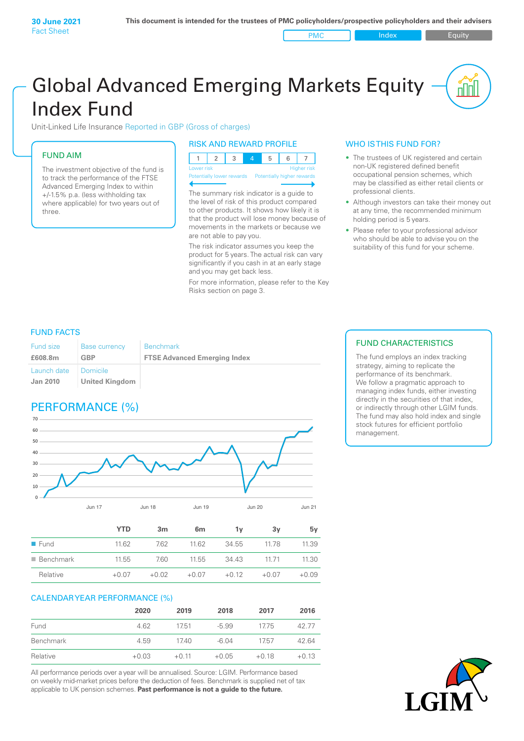**30 June 2021**
Fact Sheet

**This document is intended for the trustees of PMC policyholders/prospective policyholders and their advisers**

PMC | Index | Equity

# Global Advanced Emerging Markets Equity Index Fund

Unit-Linked Life Insurance Reported in GBP (Gross of charges)

## FUND AIM

The investment objective of the fund is to track the performance of the FTSE Advanced Emerging Index to within +/-1.5% p.a. (less withholding tax where applicable) for two years out of three.

## RISK AND REWARD PROFILE

| 1 | 2 | 3 | 4 | 5 | 6 | 7 |
|---|---|---|---|---|---|---|

Lower risk — Potentially lower rewards | Higher risk — Potentially higher rewards

The summary risk indicator is a guide to the level of risk of this product compared to other products. It shows how likely it is that the product will lose money because of movements in the markets or because we are not able to pay you.

The risk indicator assumes you keep the product for 5 years. The actual risk can vary significantly if you cash in at an early stage and you may get back less.

For more information, please refer to the Key Risks section on page 3.

## WHO IS THIS FUND FOR?

- The trustees of UK registered and certain non-UK registered defined benefit occupational pension schemes, which may be classified as either retail clients or professional clients.
- Although investors can take their money out at any time, the recommended minimum holding period is 5 years.
- Please refer to your professional advisor who should be able to advise you on the suitability of this fund for your scheme.

## FUND FACTS

| Fund size | Base currency | Benchmark |
|---|---|---|
| **£608.8m** | **GBP** | **FTSE Advanced Emerging Index** |
| Launch date | Domicile | |
| **Jan 2010** | **United Kingdom** | |

## FUND CHARACTERISTICS

The fund employs an index tracking strategy, aiming to replicate the performance of its benchmark. We follow a pragmatic approach to managing index funds, either investing directly in the securities of that index, or indirectly through other LGIM funds. The fund may also hold index and single stock futures for efficient portfolio management.

## PERFORMANCE (%)

| | YTD | 3m | 6m | 1y | 3y | 5y |
|---|---|---|---|---|---|---|
| Fund | 11.62 | 7.62 | 11.62 | 34.55 | 11.78 | 11.39 |
| Benchmark | 11.55 | 7.60 | 11.55 | 34.43 | 11.71 | 11.30 |
| Relative | +0.07 | +0.02 | +0.07 | +0.12 | +0.07 | +0.09 |

## CALENDAR YEAR PERFORMANCE (%)

| | 2020 | 2019 | 2018 | 2017 | 2016 |
|---|---|---|---|---|---|
| Fund | 4.62 | 17.51 | -5.99 | 17.75 | 42.77 |
| Benchmark | 4.59 | 17.40 | -6.04 | 17.57 | 42.64 |
| Relative | +0.03 | +0.11 | +0.05 | +0.18 | +0.13 |

All performance periods over a year will be annualised. Source: LGIM. Performance based on weekly mid-market prices before the deduction of fees. Benchmark is supplied net of tax applicable to UK pension schemes. **Past performance is not a guide to the future.**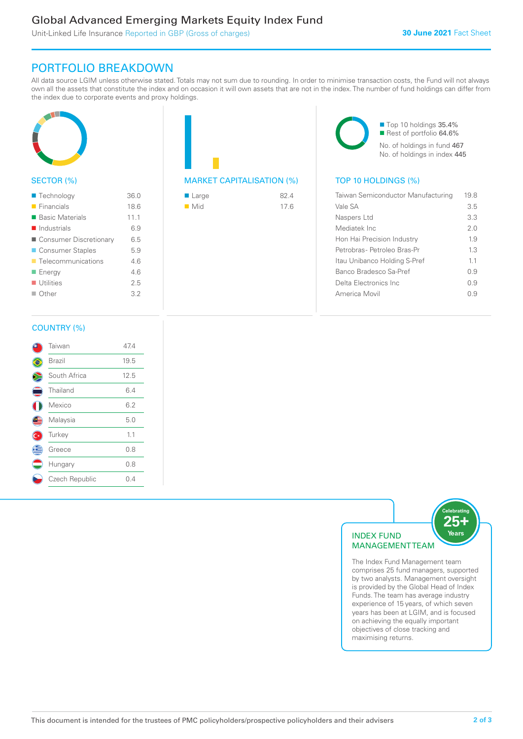# Global Advanced Emerging Markets Equity Index Fund

Unit-Linked Life Insurance Reported in GBP (Gross of charges)

**30 June 2021** Fact Sheet

## PORTFOLIO BREAKDOWN

All data source LGIM unless otherwise stated. Totals may not sum due to rounding. In order to minimise transaction costs, the Fund will not always own all the assets that constitute the index and on occasion it will own assets that are not in the index. The number of fund holdings can differ from the index due to corporate events and proxy holdings.

### SECTOR (%)

| Sector | % |
|---|---|
| Technology | 36.0 |
| Financials | 18.6 |
| Basic Materials | 11.1 |
| Industrials | 6.9 |
| Consumer Discretionary | 6.5 |
| Consumer Staples | 5.9 |
| Telecommunications | 4.6 |
| Energy | 4.6 |
| Utilities | 2.5 |
| Other | 3.2 |

### MARKET CAPITALISATION (%)

| Market Cap | % |
|---|---|
| Large | 82.4 |
| Mid | 17.6 |

Top 10 holdings 35.4%
Rest of portfolio 64.6%
No. of holdings in fund 467
No. of holdings in index 445

### TOP 10 HOLDINGS (%)

| Holding | % |
|---|---|
| Taiwan Semiconductor Manufacturing | 19.8 |
| Vale SA | 3.5 |
| Naspers Ltd | 3.3 |
| Mediatek Inc | 2.0 |
| Hon Hai Precision Industry | 1.9 |
| Petrobras- Petroleo Bras-Pr | 1.3 |
| Itau Unibanco Holding S-Pref | 1.1 |
| Banco Bradesco Sa-Pref | 0.9 |
| Delta Electronics Inc | 0.9 |
| America Movil | 0.9 |

### COUNTRY (%)

| Country | % |
|---|---|
| Taiwan | 47.4 |
| Brazil | 19.5 |
| South Africa | 12.5 |
| Thailand | 6.4 |
| Mexico | 6.2 |
| Malaysia | 5.0 |
| Turkey | 1.1 |
| Greece | 0.8 |
| Hungary | 0.8 |
| Czech Republic | 0.4 |

### INDEX FUND MANAGEMENT TEAM

Celebrating 25+ Years

The Index Fund Management team comprises 25 fund managers, supported by two analysts. Management oversight is provided by the Global Head of Index Funds. The team has average industry experience of 15 years, of which seven years has been at LGIM, and is focused on achieving the equally important objectives of close tracking and maximising returns.

This document is intended for the trustees of PMC policyholders/prospective policyholders and their advisers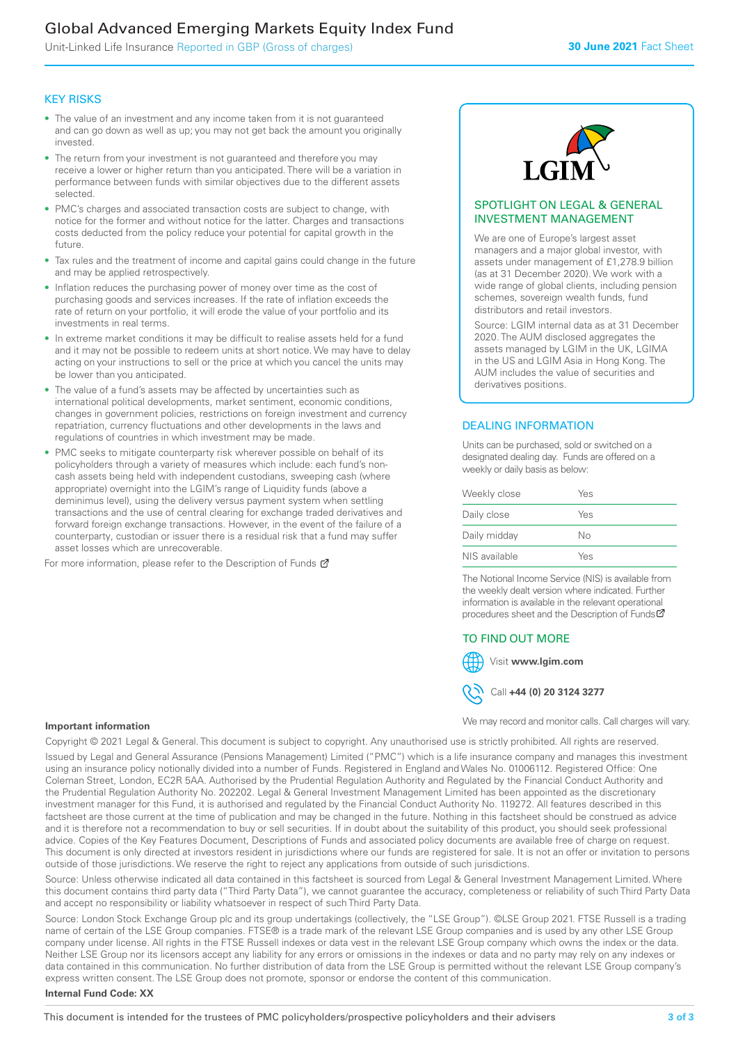# Global Advanced Emerging Markets Equity Index Fund

Unit-Linked Life Insurance Reported in GBP (Gross of charges)

**30 June 2021** Fact Sheet

## KEY RISKS

- The value of an investment and any income taken from it is not guaranteed and can go down as well as up; you may not get back the amount you originally invested.
- The return from your investment is not guaranteed and therefore you may receive a lower or higher return than you anticipated. There will be a variation in performance between funds with similar objectives due to the different assets selected.
- PMC's charges and associated transaction costs are subject to change, with notice for the former and without notice for the latter. Charges and transactions costs deducted from the policy reduce your potential for capital growth in the future.
- Tax rules and the treatment of income and capital gains could change in the future and may be applied retrospectively.
- Inflation reduces the purchasing power of money over time as the cost of purchasing goods and services increases. If the rate of inflation exceeds the rate of return on your portfolio, it will erode the value of your portfolio and its investments in real terms.
- In extreme market conditions it may be difficult to realise assets held for a fund and it may not be possible to redeem units at short notice. We may have to delay acting on your instructions to sell or the price at which you cancel the units may be lower than you anticipated.
- The value of a fund's assets may be affected by uncertainties such as international political developments, market sentiment, economic conditions, changes in government policies, restrictions on foreign investment and currency repatriation, currency fluctuations and other developments in the laws and regulations of countries in which investment may be made.
- PMC seeks to mitigate counterparty risk wherever possible on behalf of its policyholders through a variety of measures which include: each fund's non-cash assets being held with independent custodians, sweeping cash (where appropriate) overnight into the LGIM's range of Liquidity funds (above a deminimus level), using the delivery versus payment system when settling transactions and the use of central clearing for exchange traded derivatives and forward foreign exchange transactions. However, in the event of the failure of a counterparty, custodian or issuer there is a residual risk that a fund may suffer asset losses which are unrecoverable.

For more information, please refer to the Description of Funds

## SPOTLIGHT ON LEGAL & GENERAL INVESTMENT MANAGEMENT

We are one of Europe's largest asset managers and a major global investor, with assets under management of £1,278.9 billion (as at 31 December 2020). We work with a wide range of global clients, including pension schemes, sovereign wealth funds, fund distributors and retail investors.

Source: LGIM internal data as at 31 December 2020. The AUM disclosed aggregates the assets managed by LGIM in the UK, LGIMA in the US and LGIM Asia in Hong Kong. The AUM includes the value of securities and derivatives positions.

## DEALING INFORMATION

Units can be purchased, sold or switched on a designated dealing day. Funds are offered on a weekly or daily basis as below:

| | |
|---|---|
| Weekly close | Yes |
| Daily close | Yes |
| Daily midday | No |
| NIS available | Yes |

The Notional Income Service (NIS) is available from the weekly dealt version where indicated. Further information is available in the relevant operational procedures sheet and the Description of Funds

## TO FIND OUT MORE

Visit **www.lgim.com**

Call **+44 (0) 20 3124 3277**

We may record and monitor calls. Call charges will vary.

**Important information**

Copyright © 2021 Legal & General. This document is subject to copyright. Any unauthorised use is strictly prohibited. All rights are reserved.

Issued by Legal and General Assurance (Pensions Management) Limited ("PMC") which is a life insurance company and manages this investment using an insurance policy notionally divided into a number of Funds. Registered in England and Wales No. 01006112. Registered Office: One Coleman Street, London, EC2R 5AA. Authorised by the Prudential Regulation Authority and Regulated by the Financial Conduct Authority and the Prudential Regulation Authority No. 202202. Legal & General Investment Management Limited has been appointed as the discretionary investment manager for this Fund, it is authorised and regulated by the Financial Conduct Authority No. 119272. All features described in this factsheet are those current at the time of publication and may be changed in the future. Nothing in this factsheet should be construed as advice and it is therefore not a recommendation to buy or sell securities. If in doubt about the suitability of this product, you should seek professional advice. Copies of the Key Features Document, Descriptions of Funds and associated policy documents are available free of charge on request. This document is only directed at investors resident in jurisdictions where our funds are registered for sale. It is not an offer or invitation to persons outside of those jurisdictions. We reserve the right to reject any applications from outside of such jurisdictions.

Source: Unless otherwise indicated all data contained in this factsheet is sourced from Legal & General Investment Management Limited. Where this document contains third party data ("Third Party Data"), we cannot guarantee the accuracy, completeness or reliability of such Third Party Data and accept no responsibility or liability whatsoever in respect of such Third Party Data.

Source: London Stock Exchange Group plc and its group undertakings (collectively, the "LSE Group"). ©LSE Group 2021. FTSE Russell is a trading name of certain of the LSE Group companies. FTSE® is a trade mark of the relevant LSE Group companies and is used by any other LSE Group company under license. All rights in the FTSE Russell indexes or data vest in the relevant LSE Group company which owns the index or the data. Neither LSE Group nor its licensors accept any liability for any errors or omissions in the indexes or data and no party may rely on any indexes or data contained in this communication. No further distribution of data from the LSE Group is permitted without the relevant LSE Group company's express written consent. The LSE Group does not promote, sponsor or endorse the content of this communication.

**Internal Fund Code: XX**

This document is intended for the trustees of PMC policyholders/prospective policyholders and their advisers